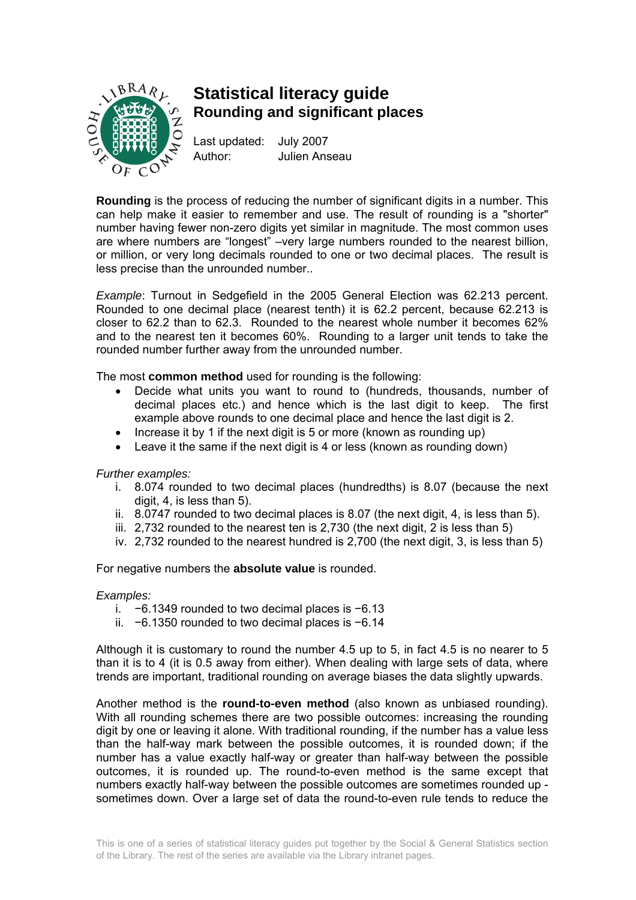# Statistical literacy guide

## Rounding and significant places

Last updated: July 2007
Author: Julien Anseau

**Rounding** is the process of reducing the number of significant digits in a number. This can help make it easier to remember and use. The result of rounding is a "shorter" number having fewer non-zero digits yet similar in magnitude. The most common uses are where numbers are "longest" –very large numbers rounded to the nearest billion, or million, or very long decimals rounded to one or two decimal places. The result is less precise than the unrounded number..

*Example*: Turnout in Sedgefield in the 2005 General Election was 62.213 percent. Rounded to one decimal place (nearest tenth) it is 62.2 percent, because 62.213 is closer to 62.2 than to 62.3. Rounded to the nearest whole number it becomes 62% and to the nearest ten it becomes 60%. Rounding to a larger unit tends to take the rounded number further away from the unrounded number.

The most **common method** used for rounding is the following:

- Decide what units you want to round to (hundreds, thousands, number of decimal places etc.) and hence which is the last digit to keep. The first example above rounds to one decimal place and hence the last digit is 2.
- Increase it by 1 if the next digit is 5 or more (known as rounding up)
- Leave it the same if the next digit is 4 or less (known as rounding down)

*Further examples:*

i. 8.074 rounded to two decimal places (hundredths) is 8.07 (because the next digit, 4, is less than 5).
ii. 8.0747 rounded to two decimal places is 8.07 (the next digit, 4, is less than 5).
iii. 2,732 rounded to the nearest ten is 2,730 (the next digit, 2 is less than 5)
iv. 2,732 rounded to the nearest hundred is 2,700 (the next digit, 3, is less than 5)

For negative numbers the **absolute value** is rounded.

*Examples:*

i. −6.1349 rounded to two decimal places is −6.13
ii. −6.1350 rounded to two decimal places is −6.14

Although it is customary to round the number 4.5 up to 5, in fact 4.5 is no nearer to 5 than it is to 4 (it is 0.5 away from either). When dealing with large sets of data, where trends are important, traditional rounding on average biases the data slightly upwards.

Another method is the **round-to-even method** (also known as unbiased rounding). With all rounding schemes there are two possible outcomes: increasing the rounding digit by one or leaving it alone. With traditional rounding, if the number has a value less than the half-way mark between the possible outcomes, it is rounded down; if the number has a value exactly half-way or greater than half-way between the possible outcomes, it is rounded up. The round-to-even method is the same except that numbers exactly half-way between the possible outcomes are sometimes rounded up - sometimes down. Over a large set of data the round-to-even rule tends to reduce the

This is one of a series of statistical literacy guides put together by the Social & General Statistics section of the Library. The rest of the series are available via the Library intranet pages.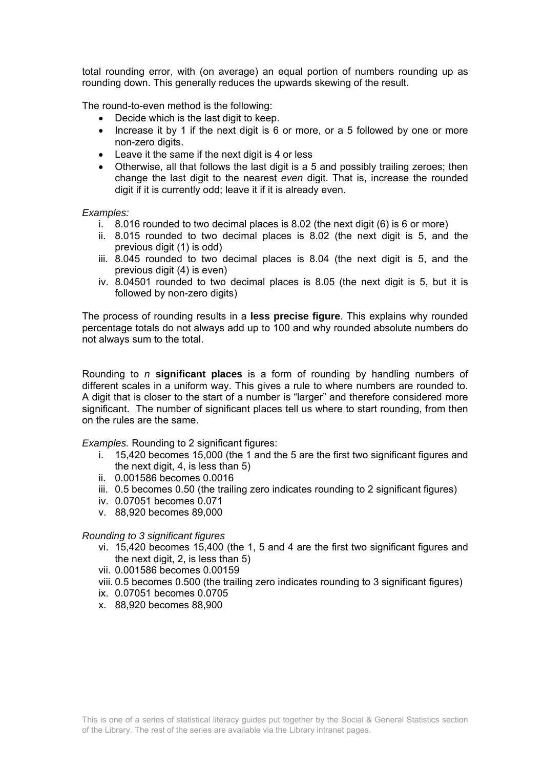total rounding error, with (on average) an equal portion of numbers rounding up as rounding down. This generally reduces the upwards skewing of the result.

The round-to-even method is the following:

- Decide which is the last digit to keep.
- Increase it by 1 if the next digit is 6 or more, or a 5 followed by one or more non-zero digits.
- Leave it the same if the next digit is 4 or less
- Otherwise, all that follows the last digit is a 5 and possibly trailing zeroes; then change the last digit to the nearest *even* digit. That is, increase the rounded digit if it is currently odd; leave it if it is already even.

*Examples:*

i. 8.016 rounded to two decimal places is 8.02 (the next digit (6) is 6 or more)
ii. 8.015 rounded to two decimal places is 8.02 (the next digit is 5, and the previous digit (1) is odd)
iii. 8.045 rounded to two decimal places is 8.04 (the next digit is 5, and the previous digit (4) is even)
iv. 8.04501 rounded to two decimal places is 8.05 (the next digit is 5, but it is followed by non-zero digits)

The process of rounding results in a **less precise figure**. This explains why rounded percentage totals do not always add up to 100 and why rounded absolute numbers do not always sum to the total.

Rounding to *n* **significant places** is a form of rounding by handling numbers of different scales in a uniform way. This gives a rule to where numbers are rounded to. A digit that is closer to the start of a number is "larger" and therefore considered more significant. The number of significant places tell us where to start rounding, from then on the rules are the same.

*Examples.* Rounding to 2 significant figures:

i. 15,420 becomes 15,000 (the 1 and the 5 are the first two significant figures and the next digit, 4, is less than 5)
ii. 0.001586 becomes 0.0016
iii. 0.5 becomes 0.50 (the trailing zero indicates rounding to 2 significant figures)
iv. 0.07051 becomes 0.071
v. 88,920 becomes 89,000

*Rounding to 3 significant figures*

vi. 15,420 becomes 15,400 (the 1, 5 and 4 are the first two significant figures and the next digit, 2, is less than 5)
vii. 0.001586 becomes 0.00159
viii. 0.5 becomes 0.500 (the trailing zero indicates rounding to 3 significant figures)
ix. 0.07051 becomes 0.0705
x. 88,920 becomes 88,900

This is one of a series of statistical literacy guides put together by the Social & General Statistics section of the Library. The rest of the series are available via the Library intranet pages.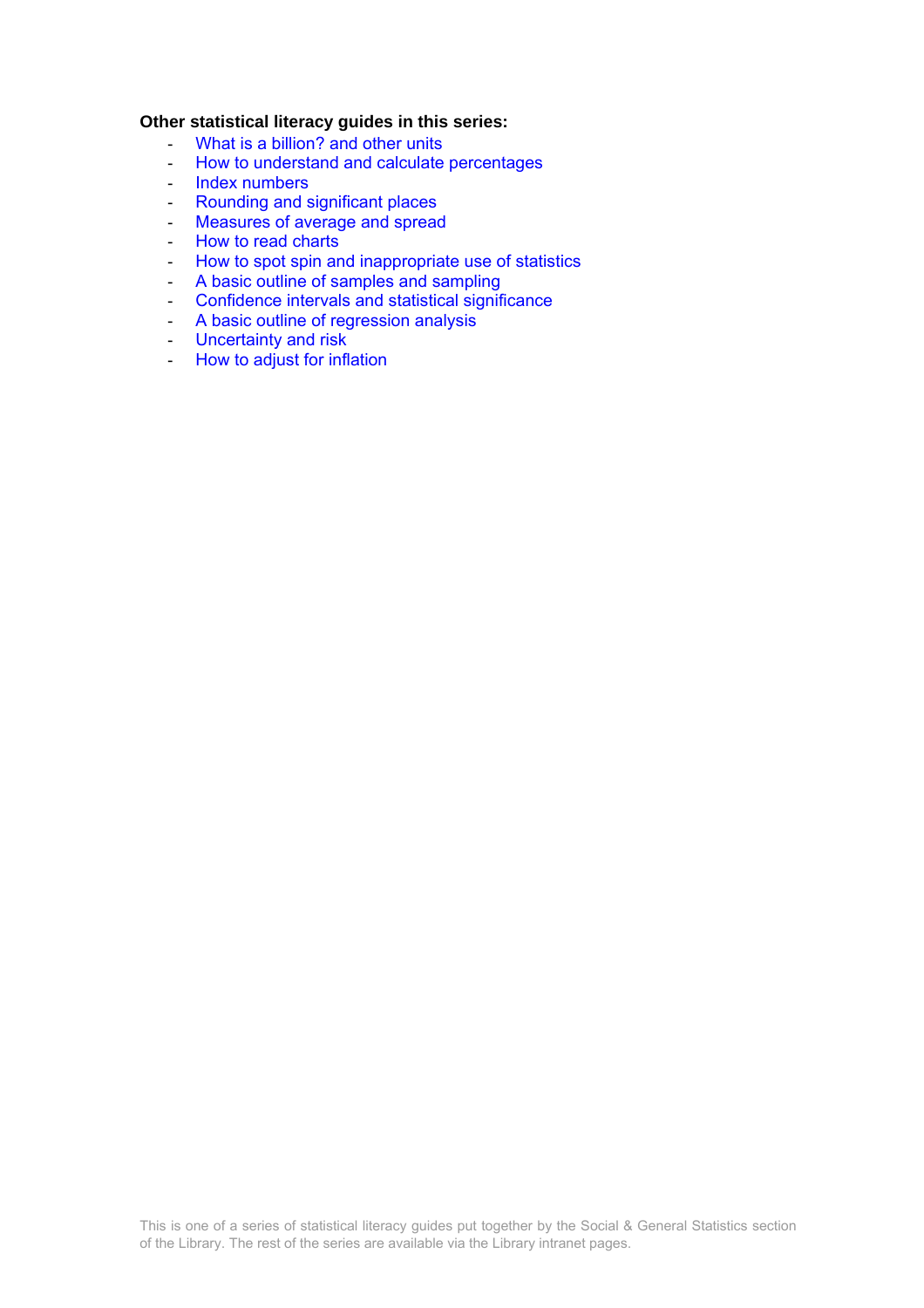**Other statistical literacy guides in this series:**

- What is a billion? and other units
- How to understand and calculate percentages
- Index numbers
- Rounding and significant places
- Measures of average and spread
- How to read charts
- How to spot spin and inappropriate use of statistics
- A basic outline of samples and sampling
- Confidence intervals and statistical significance
- A basic outline of regression analysis
- Uncertainty and risk
- How to adjust for inflation

This is one of a series of statistical literacy guides put together by the Social & General Statistics section of the Library. The rest of the series are available via the Library intranet pages.